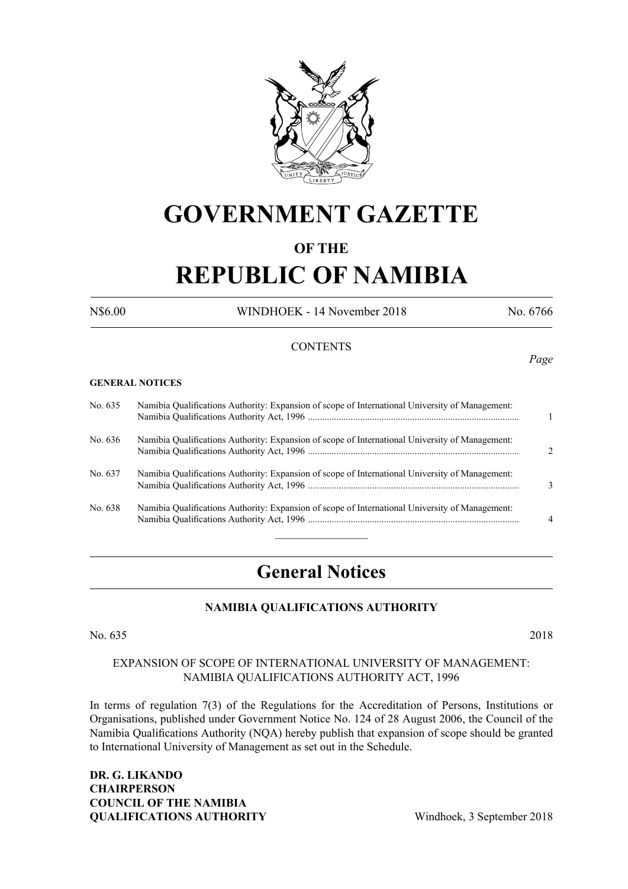# GOVERNMENT GAZETTE

## OF THE

# REPUBLIC OF NAMIBIA

N$6.00 WINDHOEK - 14 November 2018 No. 6766

CONTENTS

*Page*

**GENERAL NOTICES**

| | | |
|---|---|---|
| No. 635 | Namibia Qualifications Authority: Expansion of scope of International University of Management: Namibia Qualifications Authority Act, 1996 ........................................................................................ | 1 |
| No. 636 | Namibia Qualifications Authority: Expansion of scope of International University of Management: Namibia Qualifications Authority Act, 1996 ........................................................................................ | 2 |
| No. 637 | Namibia Qualifications Authority: Expansion of scope of International University of Management: Namibia Qualifications Authority Act, 1996 ........................................................................................ | 3 |
| No. 638 | Namibia Qualifications Authority: Expansion of scope of International University of Management: Namibia Qualifications Authority Act, 1996 ........................................................................................ | 4 |

---

## General Notices

### NAMIBIA QUALIFICATIONS AUTHORITY

No. 635 2018

EXPANSION OF SCOPE OF INTERNATIONAL UNIVERSITY OF MANAGEMENT: NAMIBIA QUALIFICATIONS AUTHORITY ACT, 1996

In terms of regulation 7(3) of the Regulations for the Accreditation of Persons, Institutions or Organisations, published under Government Notice No. 124 of 28 August 2006, the Council of the Namibia Qualifications Authority (NQA) hereby publish that expansion of scope should be granted to International University of Management as set out in the Schedule.

**DR. G. LIKANDO**
**CHAIRPERSON**
**COUNCIL OF THE NAMIBIA**
**QUALIFICATIONS AUTHORITY** Windhoek, 3 September 2018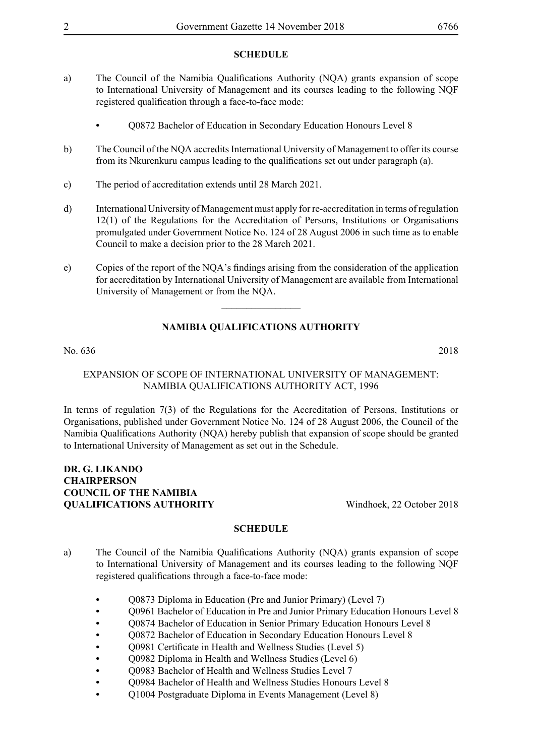**SCHEDULE**

a) The Council of the Namibia Qualifications Authority (NQA) grants expansion of scope to International University of Management and its courses leading to the following NQF registered qualification through a face-to-face mode:

- Q0872 Bachelor of Education in Secondary Education Honours Level 8

b) The Council of the NQA accredits International University of Management to offer its course from its Nkurenkuru campus leading to the qualifications set out under paragraph (a).

c) The period of accreditation extends until 28 March 2021.

d) International University of Management must apply for re-accreditation in terms of regulation 12(1) of the Regulations for the Accreditation of Persons, Institutions or Organisations promulgated under Government Notice No. 124 of 28 August 2006 in such time as to enable Council to make a decision prior to the 28 March 2021.

e) Copies of the report of the NQA's findings arising from the consideration of the application for accreditation by International University of Management are available from International University of Management or from the NQA.

---

**NAMIBIA QUALIFICATIONS AUTHORITY**

No. 636 2018

EXPANSION OF SCOPE OF INTERNATIONAL UNIVERSITY OF MANAGEMENT: NAMIBIA QUALIFICATIONS AUTHORITY ACT, 1996

In terms of regulation 7(3) of the Regulations for the Accreditation of Persons, Institutions or Organisations, published under Government Notice No. 124 of 28 August 2006, the Council of the Namibia Qualifications Authority (NQA) hereby publish that expansion of scope should be granted to International University of Management as set out in the Schedule.

**DR. G. LIKANDO**
**CHAIRPERSON**
**COUNCIL OF THE NAMIBIA**
**QUALIFICATIONS AUTHORITY** Windhoek, 22 October 2018

**SCHEDULE**

a) The Council of the Namibia Qualifications Authority (NQA) grants expansion of scope to International University of Management and its courses leading to the following NQF registered qualifications through a face-to-face mode:

- Q0873 Diploma in Education (Pre and Junior Primary) (Level 7)
- Q0961 Bachelor of Education in Pre and Junior Primary Education Honours Level 8
- Q0874 Bachelor of Education in Senior Primary Education Honours Level 8
- Q0872 Bachelor of Education in Secondary Education Honours Level 8
- Q0981 Certificate in Health and Wellness Studies (Level 5)
- Q0982 Diploma in Health and Wellness Studies (Level 6)
- Q0983 Bachelor of Health and Wellness Studies Level 7
- Q0984 Bachelor of Health and Wellness Studies Honours Level 8
- Q1004 Postgraduate Diploma in Events Management (Level 8)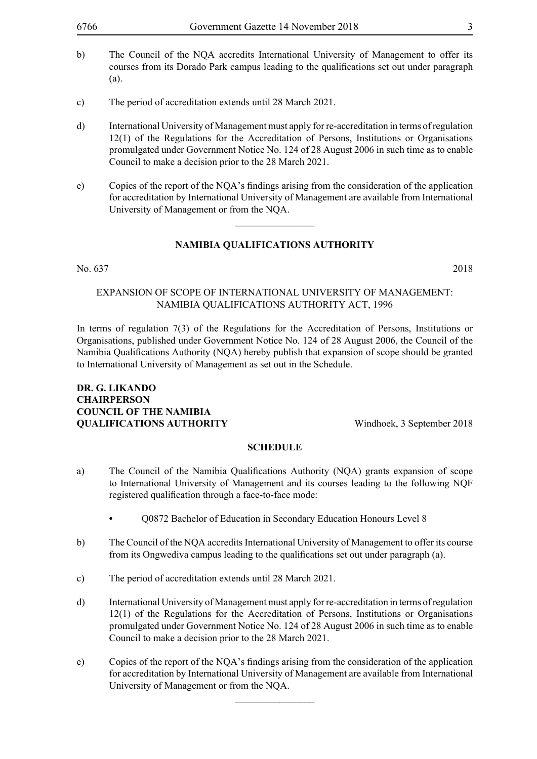b) The Council of the NQA accredits International University of Management to offer its courses from its Dorado Park campus leading to the qualifications set out under paragraph (a).

c) The period of accreditation extends until 28 March 2021.

d) International University of Management must apply for re-accreditation in terms of regulation 12(1) of the Regulations for the Accreditation of Persons, Institutions or Organisations promulgated under Government Notice No. 124 of 28 August 2006 in such time as to enable Council to make a decision prior to the 28 March 2021.

e) Copies of the report of the NQA's findings arising from the consideration of the application for accreditation by International University of Management are available from International University of Management or from the NQA.

---

## NAMIBIA QUALIFICATIONS AUTHORITY

No. 637 2018

EXPANSION OF SCOPE OF INTERNATIONAL UNIVERSITY OF MANAGEMENT: NAMIBIA QUALIFICATIONS AUTHORITY ACT, 1996

In terms of regulation 7(3) of the Regulations for the Accreditation of Persons, Institutions or Organisations, published under Government Notice No. 124 of 28 August 2006, the Council of the Namibia Qualifications Authority (NQA) hereby publish that expansion of scope should be granted to International University of Management as set out in the Schedule.

**DR. G. LIKANDO**
**CHAIRPERSON**
**COUNCIL OF THE NAMIBIA**
**QUALIFICATIONS AUTHORITY** Windhoek, 3 September 2018

### SCHEDULE

a) The Council of the Namibia Qualifications Authority (NQA) grants expansion of scope to International University of Management and its courses leading to the following NQF registered qualification through a face-to-face mode:

- Q0872 Bachelor of Education in Secondary Education Honours Level 8

b) The Council of the NQA accredits International University of Management to offer its course from its Ongwediva campus leading to the qualifications set out under paragraph (a).

c) The period of accreditation extends until 28 March 2021.

d) International University of Management must apply for re-accreditation in terms of regulation 12(1) of the Regulations for the Accreditation of Persons, Institutions or Organisations promulgated under Government Notice No. 124 of 28 August 2006 in such time as to enable Council to make a decision prior to the 28 March 2021.

e) Copies of the report of the NQA's findings arising from the consideration of the application for accreditation by International University of Management are available from International University of Management or from the NQA.

---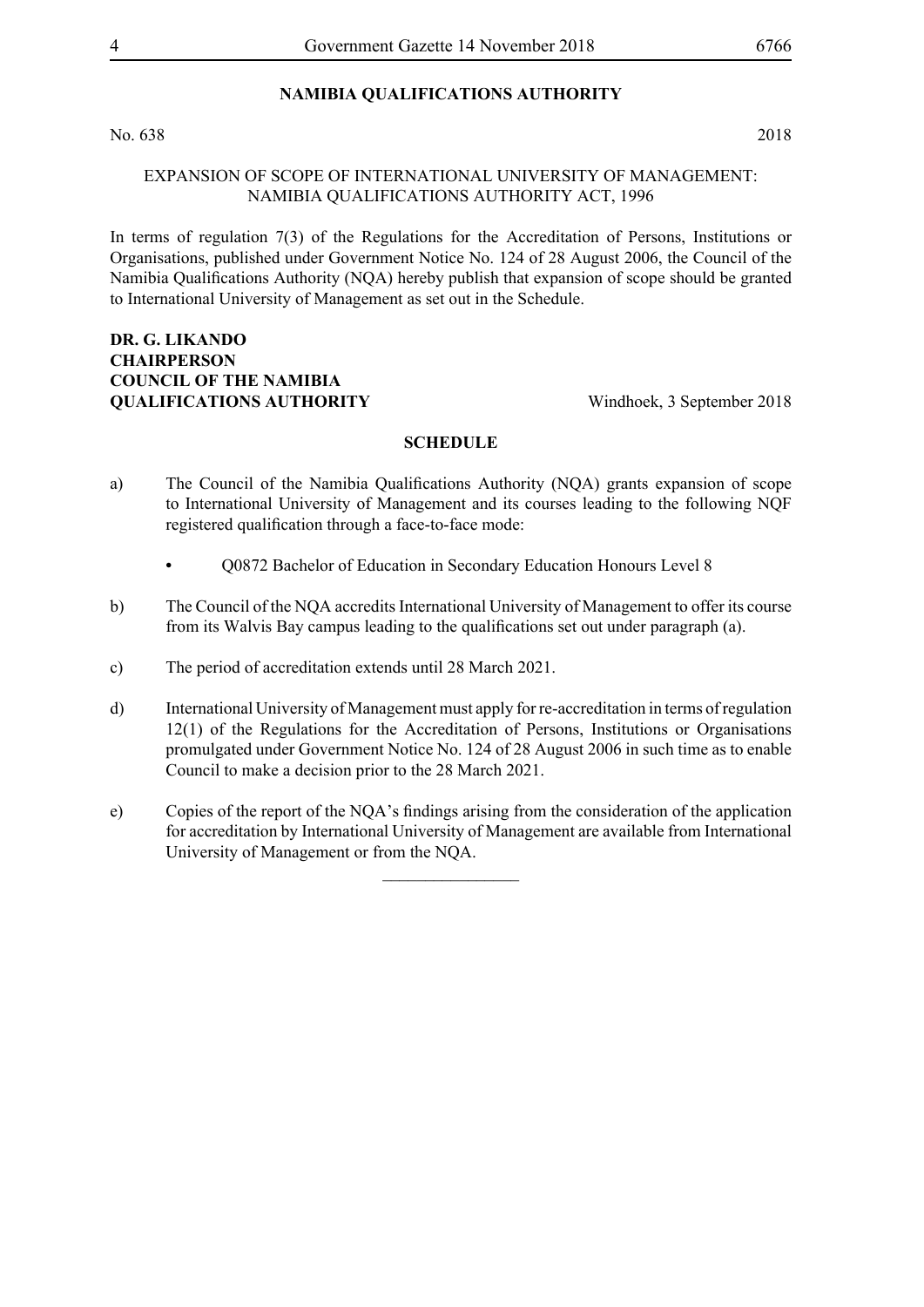## NAMIBIA QUALIFICATIONS AUTHORITY

No. 638 2018

EXPANSION OF SCOPE OF INTERNATIONAL UNIVERSITY OF MANAGEMENT: NAMIBIA QUALIFICATIONS AUTHORITY ACT, 1996

In terms of regulation 7(3) of the Regulations for the Accreditation of Persons, Institutions or Organisations, published under Government Notice No. 124 of 28 August 2006, the Council of the Namibia Qualifications Authority (NQA) hereby publish that expansion of scope should be granted to International University of Management as set out in the Schedule.

**DR. G. LIKANDO**
**CHAIRPERSON**
**COUNCIL OF THE NAMIBIA**
**QUALIFICATIONS AUTHORITY**

Windhoek, 3 September 2018

### SCHEDULE

a) The Council of the Namibia Qualifications Authority (NQA) grants expansion of scope to International University of Management and its courses leading to the following NQF registered qualification through a face-to-face mode:

- Q0872 Bachelor of Education in Secondary Education Honours Level 8

b) The Council of the NQA accredits International University of Management to offer its course from its Walvis Bay campus leading to the qualifications set out under paragraph (a).

c) The period of accreditation extends until 28 March 2021.

d) International University of Management must apply for re-accreditation in terms of regulation 12(1) of the Regulations for the Accreditation of Persons, Institutions or Organisations promulgated under Government Notice No. 124 of 28 August 2006 in such time as to enable Council to make a decision prior to the 28 March 2021.

e) Copies of the report of the NQA's findings arising from the consideration of the application for accreditation by International University of Management are available from International University of Management or from the NQA.

________________